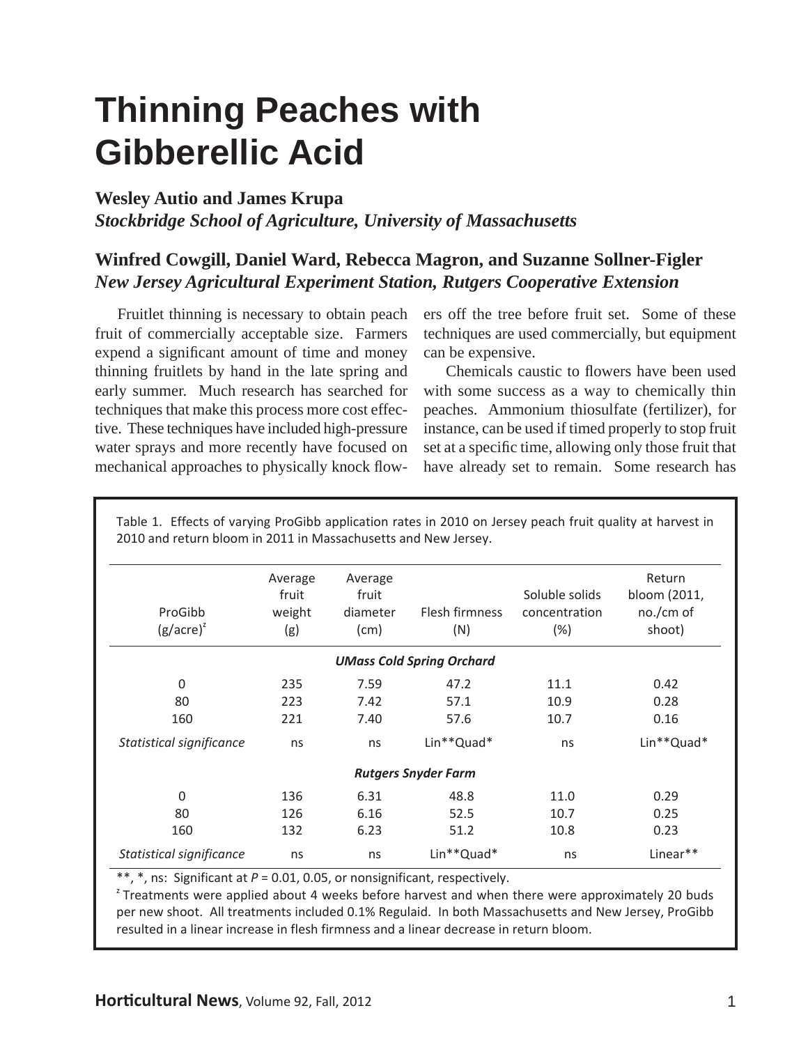# Thinning Peaches with Gibberellic Acid

**Wesley Autio and James Krupa**
***Stockbridge School of Agriculture, University of Massachusetts***

**Winfred Cowgill, Daniel Ward, Rebecca Magron, and Suzanne Sollner-Figler**
***New Jersey Agricultural Experiment Station, Rutgers Cooperative Extension***

Fruitlet thinning is necessary to obtain peach fruit of commercially acceptable size. Farmers expend a significant amount of time and money thinning fruitlets by hand in the late spring and early summer. Much research has searched for techniques that make this process more cost effective. These techniques have included high-pressure water sprays and more recently have focused on mechanical approaches to physically knock flowers off the tree before fruit set. Some of these techniques are used commercially, but equipment can be expensive.

Chemicals caustic to flowers have been used with some success as a way to chemically thin peaches. Ammonium thiosulfate (fertilizer), for instance, can be used if timed properly to stop fruit set at a specific time, allowing only those fruit that have already set to remain. Some research has

Table 1. Effects of varying ProGibb application rates in 2010 on Jersey peach fruit quality at harvest in 2010 and return bloom in 2011 in Massachusetts and New Jersey.

| ProGibb (g/acre)[z] | Average fruit weight (g) | Average fruit diameter (cm) | Flesh firmness (N) | Soluble solids concentration (%) | Return bloom (2011, no./cm of shoot) |
|---|---|---|---|---|---|
| | | | ***UMass Cold Spring Orchard*** | | |
| 0 | 235 | 7.59 | 47.2 | 11.1 | 0.42 |
| 80 | 223 | 7.42 | 57.1 | 10.9 | 0.28 |
| 160 | 221 | 7.40 | 57.6 | 10.7 | 0.16 |
| *Statistical significance* | ns | ns | Lin**Quad* | ns | Lin**Quad* |
| | | | ***Rutgers Snyder Farm*** | | |
| 0 | 136 | 6.31 | 48.8 | 11.0 | 0.29 |
| 80 | 126 | 6.16 | 52.5 | 10.7 | 0.25 |
| 160 | 132 | 6.23 | 51.2 | 10.8 | 0.23 |
| *Statistical significance* | ns | ns | Lin**Quad* | ns | Linear** |

**, *, ns: Significant at $P = 0.01$, 0.05, or nonsignificant, respectively.

[z] Treatments were applied about 4 weeks before harvest and when there were approximately 20 buds per new shoot. All treatments included 0.1% Regulaid. In both Massachusetts and New Jersey, ProGibb resulted in a linear increase in flesh firmness and a linear decrease in return bloom.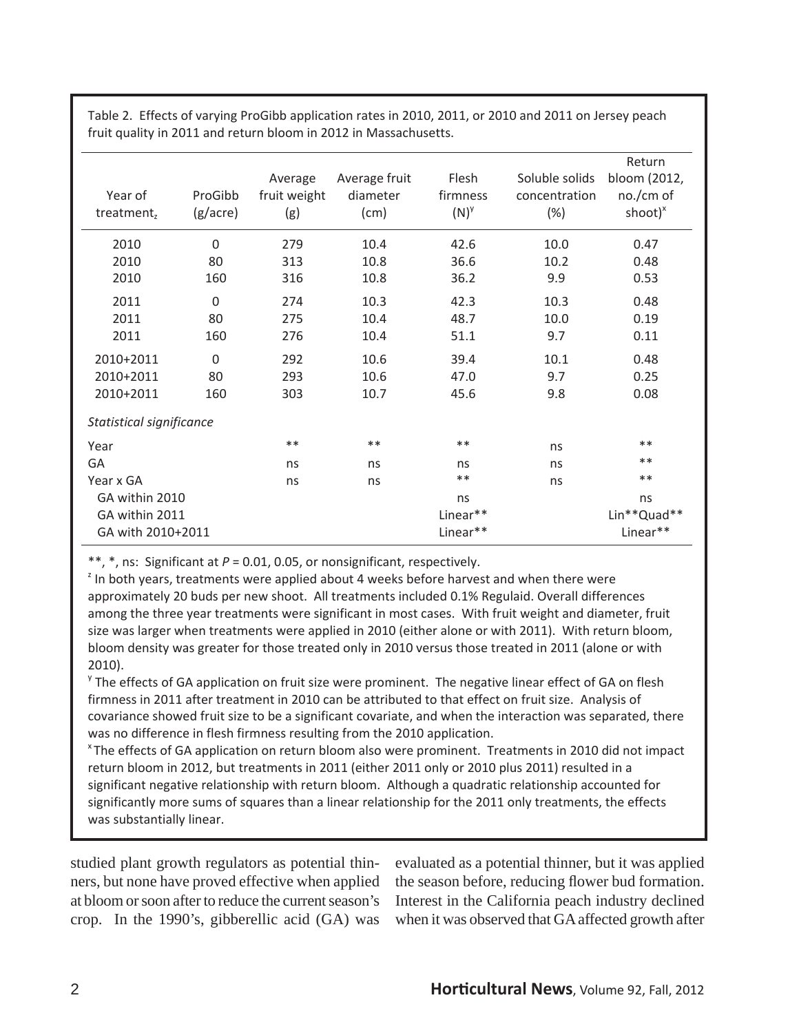Table 2. Effects of varying ProGibb application rates in 2010, 2011, or 2010 and 2011 on Jersey peach fruit quality in 2011 and return bloom in 2012 in Massachusetts.

| Year of treatment[z] | ProGibb (g/acre) | Average fruit weight (g) | Average fruit diameter (cm) | Flesh firmness (N)[y] | Soluble solids concentration (%) | Return bloom (2012, no./cm of shoot)[x] |
|---|---|---|---|---|---|---|
| 2010 | 0 | 279 | 10.4 | 42.6 | 10.0 | 0.47 |
| 2010 | 80 | 313 | 10.8 | 36.6 | 10.2 | 0.48 |
| 2010 | 160 | 316 | 10.8 | 36.2 | 9.9 | 0.53 |
| 2011 | 0 | 274 | 10.3 | 42.3 | 10.3 | 0.48 |
| 2011 | 80 | 275 | 10.4 | 48.7 | 10.0 | 0.19 |
| 2011 | 160 | 276 | 10.4 | 51.1 | 9.7 | 0.11 |
| 2010+2011 | 0 | 292 | 10.6 | 39.4 | 10.1 | 0.48 |
| 2010+2011 | 80 | 293 | 10.6 | 47.0 | 9.7 | 0.25 |
| 2010+2011 | 160 | 303 | 10.7 | 45.6 | 9.8 | 0.08 |
| *Statistical significance* | | | | | | |
| Year | | ** | ** | ** | ns | ** |
| GA | | ns | ns | ns | ns | ** |
| Year x GA | | ns | ns | ** | ns | ** |
| GA within 2010 | | | | ns | | ns |
| GA within 2011 | | | | Linear** | | Lin**Quad** |
| GA with 2010+2011 | | | | Linear** | | Linear** |

**, *, ns: Significant at $P = 0.01$, 0.05, or nonsignificant, respectively.

[z] In both years, treatments were applied about 4 weeks before harvest and when there were approximately 20 buds per new shoot. All treatments included 0.1% Regulaid. Overall differences among the three year treatments were significant in most cases. With fruit weight and diameter, fruit size was larger when treatments were applied in 2010 (either alone or with 2011). With return bloom, bloom density was greater for those treated only in 2010 versus those treated in 2011 (alone or with 2010).

[y] The effects of GA application on fruit size were prominent. The negative linear effect of GA on flesh firmness in 2011 after treatment in 2010 can be attributed to that effect on fruit size. Analysis of covariance showed fruit size to be a significant covariate, and when the interaction was separated, there was no difference in flesh firmness resulting from the 2010 application.

[x] The effects of GA application on return bloom also were prominent. Treatments in 2010 did not impact return bloom in 2012, but treatments in 2011 (either 2011 only or 2010 plus 2011) resulted in a significant negative relationship with return bloom. Although a quadratic relationship accounted for significantly more sums of squares than a linear relationship for the 2011 only treatments, the effects was substantially linear.

studied plant growth regulators as potential thinners, but none have proved effective when applied at bloom or soon after to reduce the current season's crop. In the 1990's, gibberellic acid (GA) was evaluated as a potential thinner, but it was applied the season before, reducing flower bud formation. Interest in the California peach industry declined when it was observed that GA affected growth after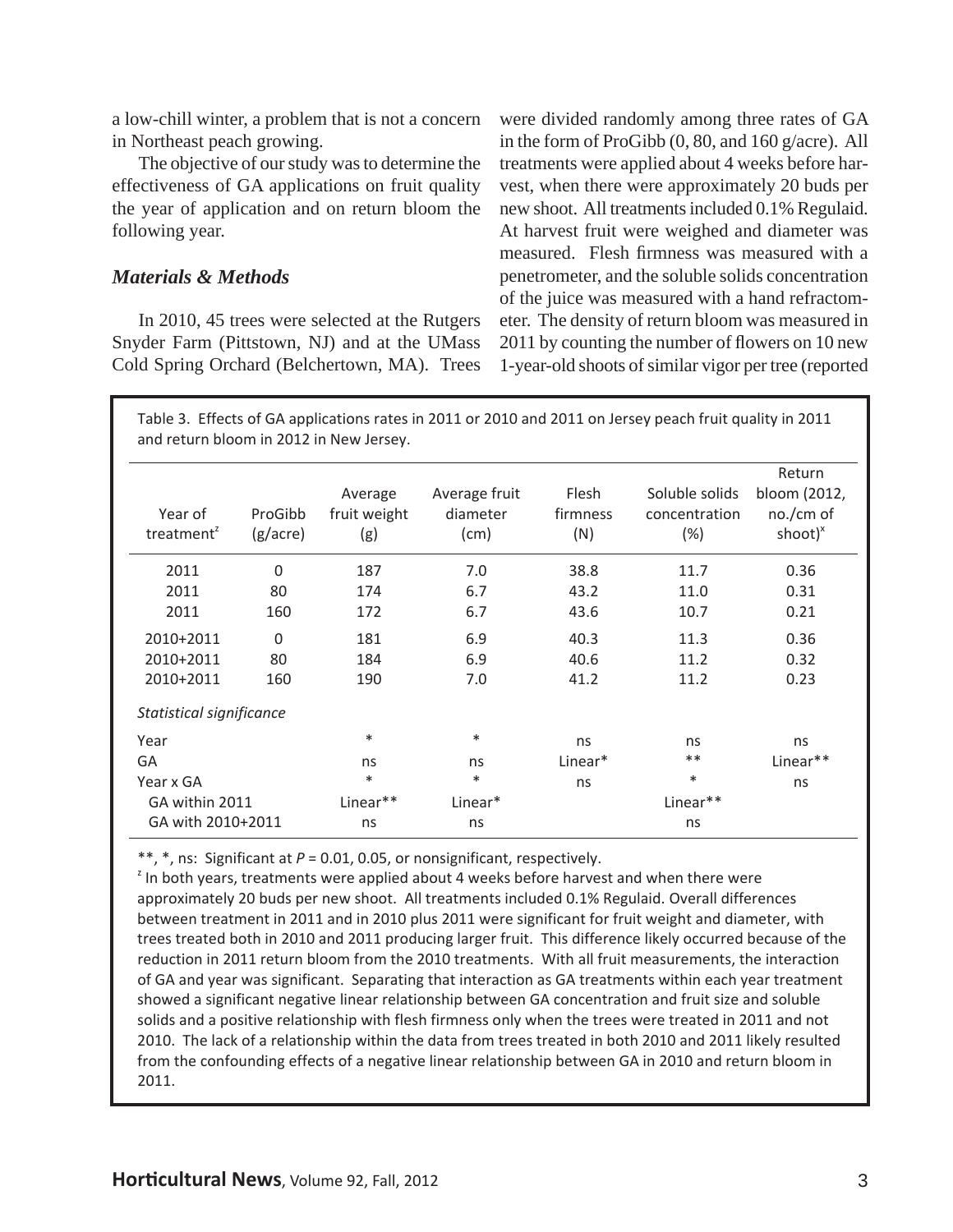a low-chill winter, a problem that is not a concern in Northeast peach growing.

The objective of our study was to determine the effectiveness of GA applications on fruit quality the year of application and on return bloom the following year.

## *Materials & Methods*

In 2010, 45 trees were selected at the Rutgers Snyder Farm (Pittstown, NJ) and at the UMass Cold Spring Orchard (Belchertown, MA). Trees were divided randomly among three rates of GA in the form of ProGibb (0, 80, and 160 g/acre). All treatments were applied about 4 weeks before harvest, when there were approximately 20 buds per new shoot. All treatments included 0.1% Regulaid. At harvest fruit were weighed and diameter was measured. Flesh firmness was measured with a penetrometer, and the soluble solids concentration of the juice was measured with a hand refractometer. The density of return bloom was measured in 2011 by counting the number of flowers on 10 new 1-year-old shoots of similar vigor per tree (reported

Table 3. Effects of GA applications rates in 2011 or 2010 and 2011 on Jersey peach fruit quality in 2011 and return bloom in 2012 in New Jersey.

| Year of treatment[z] | ProGibb (g/acre) | Average fruit weight (g) | Average fruit diameter (cm) | Flesh firmness (N) | Soluble solids concentration (%) | Return bloom (2012, no./cm of shoot)[x] |
|---|---|---|---|---|---|---|
| 2011 | 0 | 187 | 7.0 | 38.8 | 11.7 | 0.36 |
| 2011 | 80 | 174 | 6.7 | 43.2 | 11.0 | 0.31 |
| 2011 | 160 | 172 | 6.7 | 43.6 | 10.7 | 0.21 |
| 2010+2011 | 0 | 181 | 6.9 | 40.3 | 11.3 | 0.36 |
| 2010+2011 | 80 | 184 | 6.9 | 40.6 | 11.2 | 0.32 |
| 2010+2011 | 160 | 190 | 7.0 | 41.2 | 11.2 | 0.23 |
| *Statistical significance* | | | | | | |
| Year | | * | * | ns | ns | ns |
| GA | | ns | ns | Linear* | ** | Linear** |
| Year x GA | | * | * | ns | * | ns |
| GA within 2011 | | Linear** | Linear* | | Linear** | |
| GA with 2010+2011 | | ns | ns | | ns | |

**, *, ns: Significant at $P = 0.01$, 0.05, or nonsignificant, respectively.

[z] In both years, treatments were applied about 4 weeks before harvest and when there were approximately 20 buds per new shoot. All treatments included 0.1% Regulaid. Overall differences between treatment in 2011 and in 2010 plus 2011 were significant for fruit weight and diameter, with trees treated both in 2010 and 2011 producing larger fruit. This difference likely occurred because of the reduction in 2011 return bloom from the 2010 treatments. With all fruit measurements, the interaction of GA and year was significant. Separating that interaction as GA treatments within each year treatment showed a significant negative linear relationship between GA concentration and fruit size and soluble solids and a positive relationship with flesh firmness only when the trees were treated in 2011 and not 2010. The lack of a relationship within the data from trees treated in both 2010 and 2011 likely resulted from the confounding effects of a negative linear relationship between GA in 2010 and return bloom in 2011.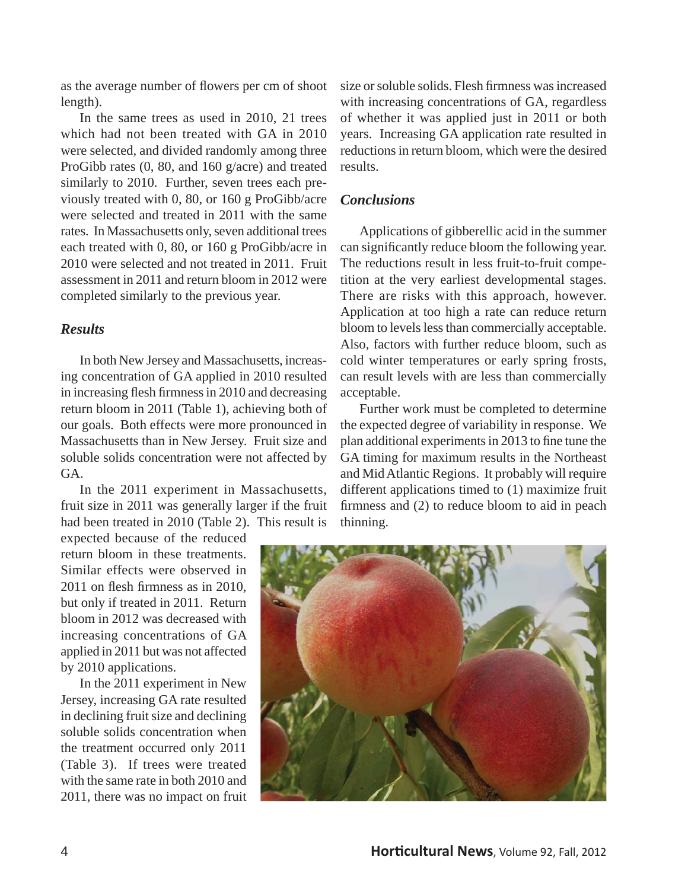as the average number of flowers per cm of shoot length).

In the same trees as used in 2010, 21 trees which had not been treated with GA in 2010 were selected, and divided randomly among three ProGibb rates (0, 80, and 160 g/acre) and treated similarly to 2010. Further, seven trees each previously treated with 0, 80, or 160 g ProGibb/acre were selected and treated in 2011 with the same rates. In Massachusetts only, seven additional trees each treated with 0, 80, or 160 g ProGibb/acre in 2010 were selected and not treated in 2011. Fruit assessment in 2011 and return bloom in 2012 were completed similarly to the previous year.

### *Results*

In both New Jersey and Massachusetts, increasing concentration of GA applied in 2010 resulted in increasing flesh firmness in 2010 and decreasing return bloom in 2011 (Table 1), achieving both of our goals. Both effects were more pronounced in Massachusetts than in New Jersey. Fruit size and soluble solids concentration were not affected by GA.

In the 2011 experiment in Massachusetts, fruit size in 2011 was generally larger if the fruit had been treated in 2010 (Table 2). This result is expected because of the reduced return bloom in these treatments. Similar effects were observed in 2011 on flesh firmness as in 2010, but only if treated in 2011. Return bloom in 2012 was decreased with increasing concentrations of GA applied in 2011 but was not affected by 2010 applications.

In the 2011 experiment in New Jersey, increasing GA rate resulted in declining fruit size and declining soluble solids concentration when the treatment occurred only 2011 (Table 3). If trees were treated with the same rate in both 2010 and 2011, there was no impact on fruit size or soluble solids. Flesh firmness was increased with increasing concentrations of GA, regardless of whether it was applied just in 2011 or both years. Increasing GA application rate resulted in reductions in return bloom, which were the desired results.

### *Conclusions*

Applications of gibberellic acid in the summer can significantly reduce bloom the following year. The reductions result in less fruit-to-fruit competition at the very earliest developmental stages. There are risks with this approach, however. Application at too high a rate can reduce return bloom to levels less than commercially acceptable. Also, factors with further reduce bloom, such as cold winter temperatures or early spring frosts, can result levels with are less than commercially acceptable.

Further work must be completed to determine the expected degree of variability in response. We plan additional experiments in 2013 to fine tune the GA timing for maximum results in the Northeast and Mid Atlantic Regions. It probably will require different applications timed to (1) maximize fruit firmness and (2) to reduce bloom to aid in peach thinning.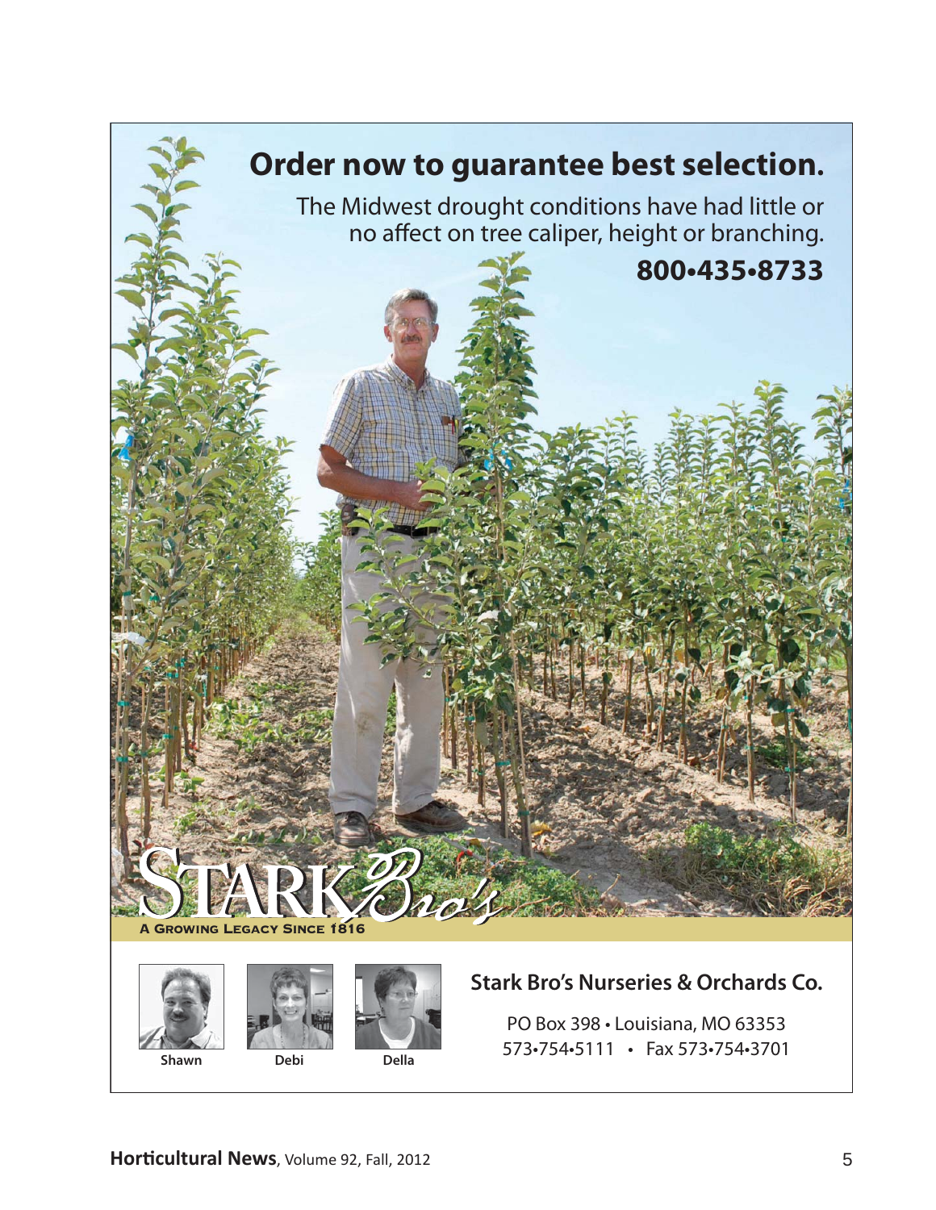# Order now to guarantee best selection.

The Midwest drought conditions have had little or no affect on tree caliper, height or branching.

**800•435•8733**

STARK Bro's

A GROWING LEGACY SINCE 1816

Shawn Debi Della

## Stark Bro's Nurseries & Orchards Co.

PO Box 398 • Louisiana, MO 63353

573•754•5111 • Fax 573•754•3701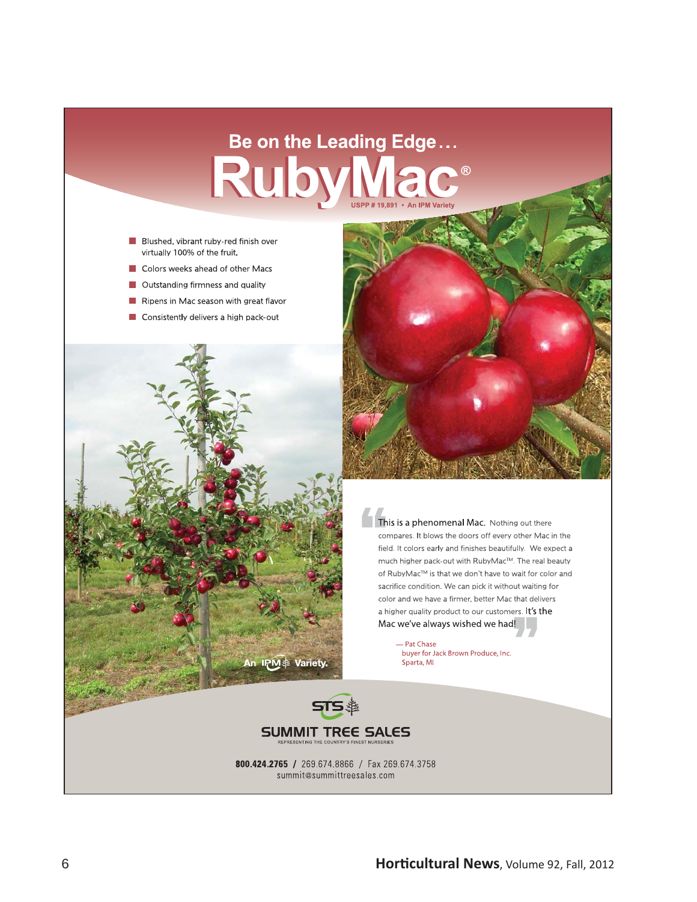Be on the Leading Edge…

# RubyMac®

USPP # 19,891 • An IPM Variety

- Blushed, vibrant ruby-red finish over virtually 100% of the fruit.
- Colors weeks ahead of other Macs
- Outstanding firmness and quality
- Ripens in Mac season with great flavor
- Consistently delivers a high pack-out

An IPM Variety.

"This is a phenomenal Mac. Nothing out there compares. It blows the doors off every other Mac in the field. It colors early and finishes beautifully. We expect a much higher pack-out with RubyMac™. The real beauty of RubyMac™ is that we don't have to wait for color and sacrifice condition. We can pick it without waiting for color and we have a firmer, better Mac that delivers a higher quality product to our customers. It's the Mac we've always wished we had!"

— Pat Chase
buyer for Jack Brown Produce, Inc.
Sparta, MI

STS

SUMMIT TREE SALES

REPRESENTING THE COUNTRY'S FINEST NURSERIES

**800.424.2765** / 269.674.8866 / Fax 269.674.3758
summit@summittreesales.com